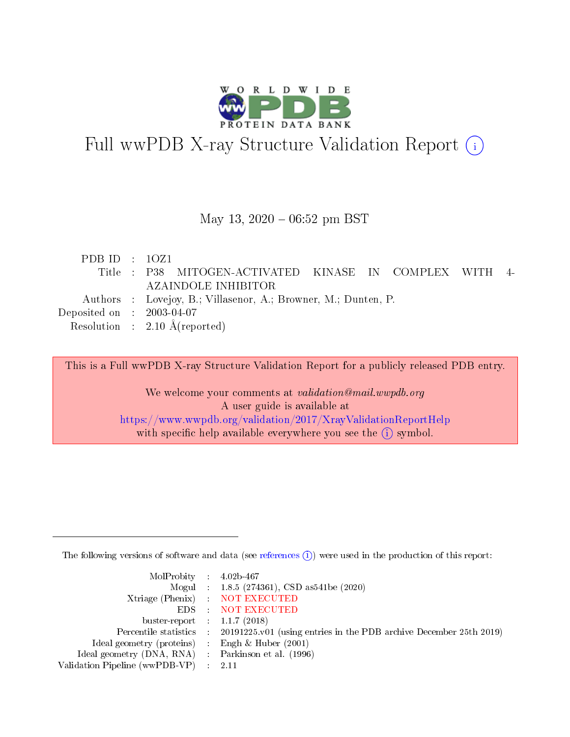# Full wwPDB X-ray Structure Validation Report (i)

May 13, 2020 – 06:52 pm BST

| | | |
|---|---|---|
| PDB ID | : | 1OZ1 |
| Title | : | P38 MITOGEN-ACTIVATED KINASE IN COMPLEX WITH 4-AZAINDOLE INHIBITOR |
| Authors | : | Lovejoy, B.; Villasenor, A.; Browner, M.; Dunten, P. |
| Deposited on | : | 2003-04-07 |
| Resolution | : | 2.10 Å(reported) |

This is a Full wwPDB X-ray Structure Validation Report for a publicly released PDB entry.

We welcome your comments at *validation@mail.wwpdb.org*
A user guide is available at
https://www.wwpdb.org/validation/2017/XrayValidationReportHelp
with specific help available everywhere you see the (i) symbol.

The following versions of software and data (see references (i)) were used in the production of this report:

| | | |
|---|---|---|
| MolProbity | : | 4.02b-467 |
| Mogul | : | 1.8.5 (274361), CSD as541be (2020) |
| Xtriage (Phenix) | : | NOT EXECUTED |
| EDS | : | NOT EXECUTED |
| buster-report | : | 1.1.7 (2018) |
| Percentile statistics | : | 20191225.v01 (using entries in the PDB archive December 25th 2019) |
| Ideal geometry (proteins) | : | Engh & Huber (2001) |
| Ideal geometry (DNA, RNA) | : | Parkinson et al. (1996) |
| Validation Pipeline (wwPDB-VP) | : | 2.11 |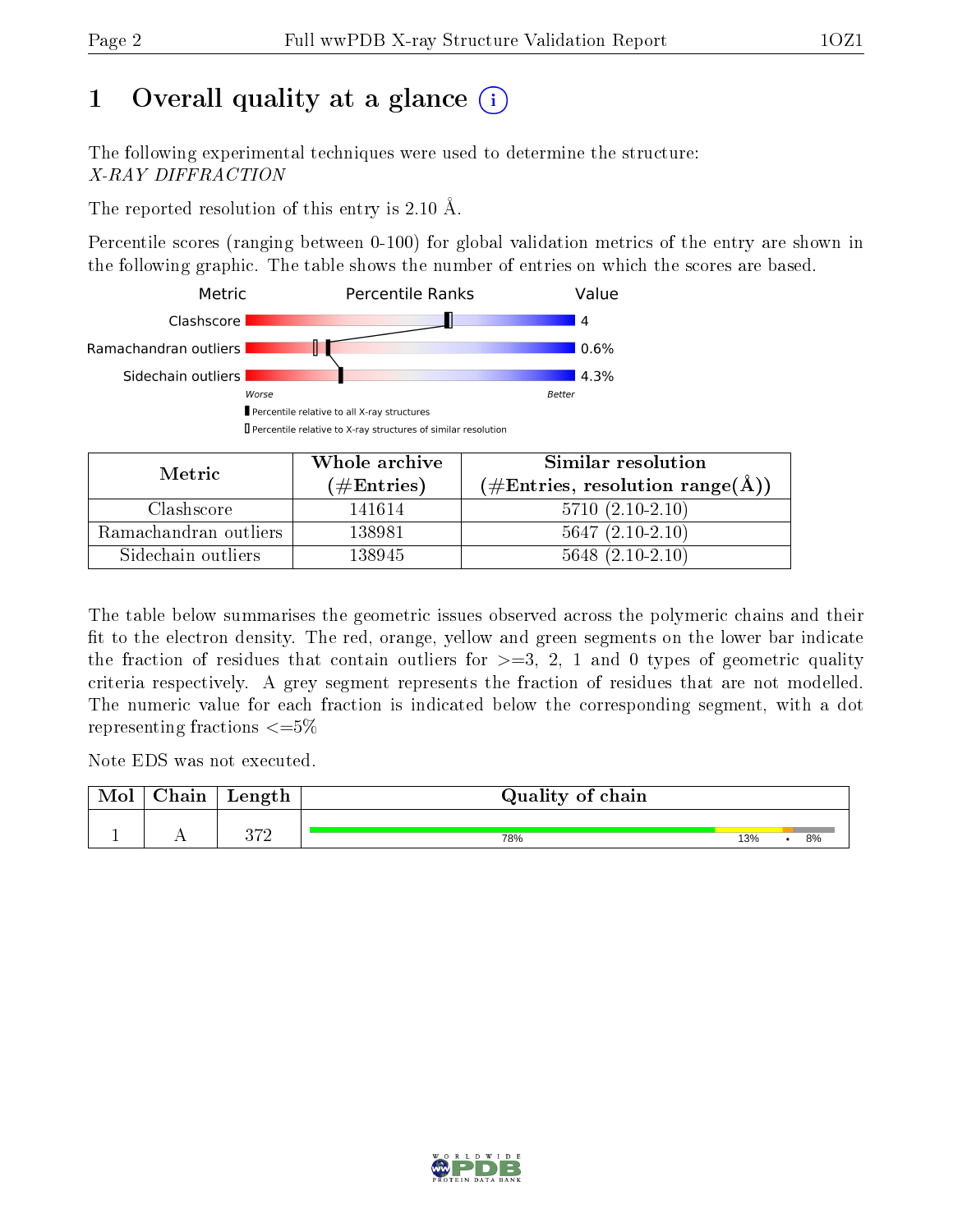# 1 Overall quality at a glance

The following experimental techniques were used to determine the structure:
*X-RAY DIFFRACTION*

The reported resolution of this entry is 2.10 Å.

Percentile scores (ranging between 0-100) for global validation metrics of the entry are shown in the following graphic. The table shows the number of entries on which the scores are based.

| Metric | Value |
|---|---|
| Clashscore | 4 |
| Ramachandran outliers | 0.6% |
| Sidechain outliers | 4.3% |

| Metric | Whole archive (#Entries) | Similar resolution (#Entries, resolution range(Å)) |
|---|---|---|
| Clashscore | 141614 | 5710 (2.10-2.10) |
| Ramachandran outliers | 138981 | 5647 (2.10-2.10) |
| Sidechain outliers | 138945 | 5648 (2.10-2.10) |

The table below summarises the geometric issues observed across the polymeric chains and their fit to the electron density. The red, orange, yellow and green segments on the lower bar indicate the fraction of residues that contain outliers for >=3, 2, 1 and 0 types of geometric quality criteria respectively. A grey segment represents the fraction of residues that are not modelled. The numeric value for each fraction is indicated below the corresponding segment, with a dot representing fractions <=5%

Note EDS was not executed.

| Mol | Chain | Length | Quality of chain |
|---|---|---|---|
| 1 | A | 372 | 78% 13% • 8% |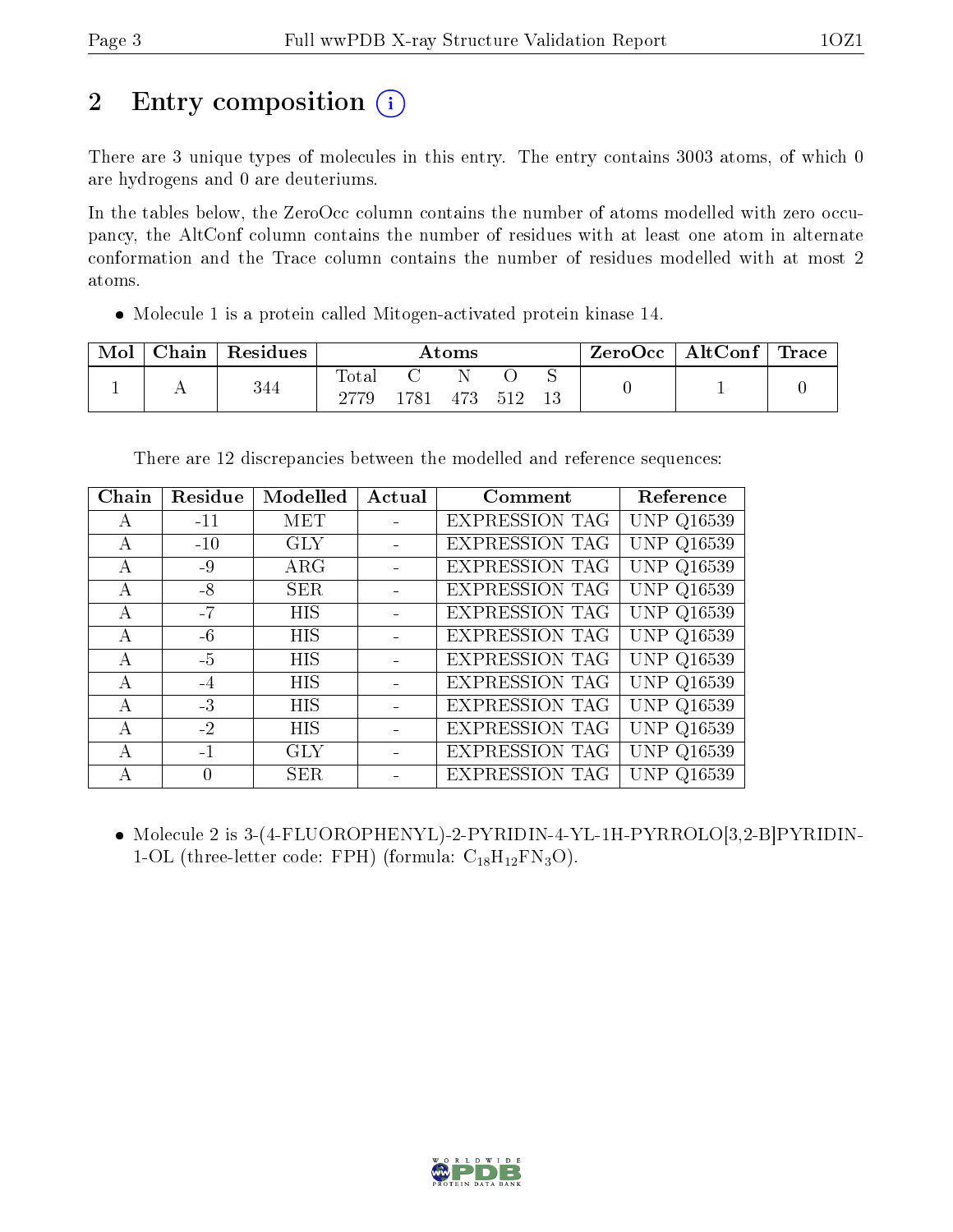# 2 Entry composition (i)

There are 3 unique types of molecules in this entry. The entry contains 3003 atoms, of which 0 are hydrogens and 0 are deuteriums.

In the tables below, the ZeroOcc column contains the number of atoms modelled with zero occupancy, the AltConf column contains the number of residues with at least one atom in alternate conformation and the Trace column contains the number of residues modelled with at most 2 atoms.

- Molecule 1 is a protein called Mitogen-activated protein kinase 14.

| Mol | Chain | Residues | Atoms | | | | | ZeroOcc | AltConf | Trace |
|---|---|---|---|---|---|---|---|---|---|---|
| 1 | A | 344 | Total<br>2779 | C<br>1781 | N<br>473 | O<br>512 | S<br>13 | 0 | 1 | 0 |

There are 12 discrepancies between the modelled and reference sequences:

| Chain | Residue | Modelled | Actual | Comment | Reference |
|---|---|---|---|---|---|
| A | -11 | MET | - | EXPRESSION TAG | UNP Q16539 |
| A | -10 | GLY | - | EXPRESSION TAG | UNP Q16539 |
| A | -9 | ARG | - | EXPRESSION TAG | UNP Q16539 |
| A | -8 | SER | - | EXPRESSION TAG | UNP Q16539 |
| A | -7 | HIS | - | EXPRESSION TAG | UNP Q16539 |
| A | -6 | HIS | - | EXPRESSION TAG | UNP Q16539 |
| A | -5 | HIS | - | EXPRESSION TAG | UNP Q16539 |
| A | -4 | HIS | - | EXPRESSION TAG | UNP Q16539 |
| A | -3 | HIS | - | EXPRESSION TAG | UNP Q16539 |
| A | -2 | HIS | - | EXPRESSION TAG | UNP Q16539 |
| A | -1 | GLY | - | EXPRESSION TAG | UNP Q16539 |
| A | 0 | SER | - | EXPRESSION TAG | UNP Q16539 |

- Molecule 2 is 3-(4-FLUOROPHENYL)-2-PYRIDIN-4-YL-1H-PYRROLO[3,2-B]PYRIDIN-1-OL (three-letter code: FPH) (formula: $C_{18}H_{12}FN_3O$).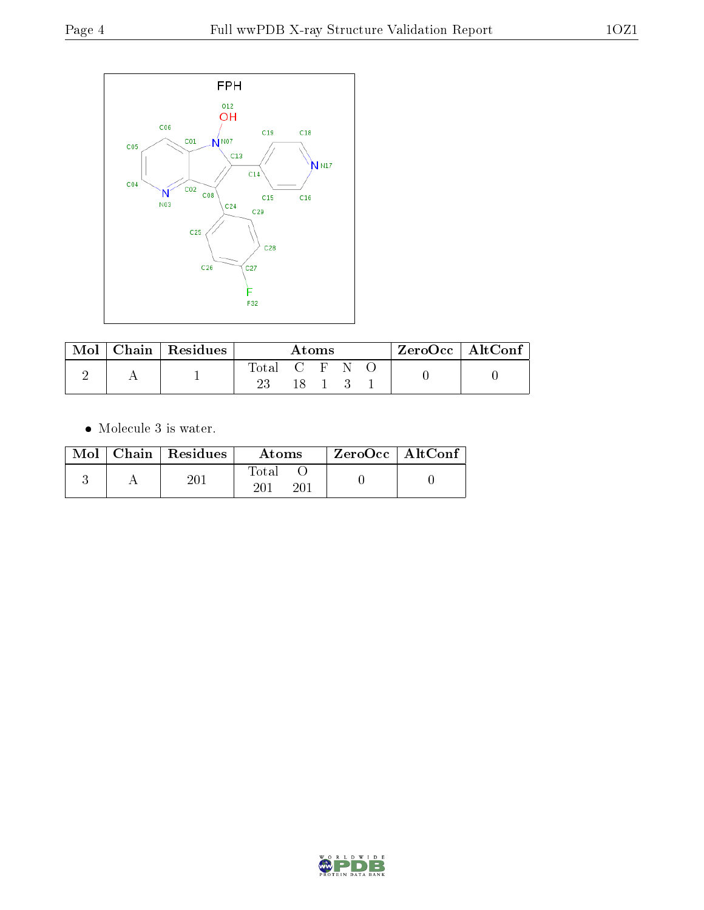FPH

| Mol | Chain | Residues | Atoms | | | | | ZeroOcc | AltConf |
|---|---|---|---|---|---|---|---|---|---|
| | | | Total | C | F | N | O | | |
| 2 | A | 1 | 23 | 18 | 1 | 3 | 1 | 0 | 0 |

- Molecule 3 is water.

| Mol | Chain | Residues | Atoms | | ZeroOcc | AltConf |
|---|---|---|---|---|---|---|
| | | | Total | O | | |
| 3 | A | 201 | 201 | 201 | 0 | 0 |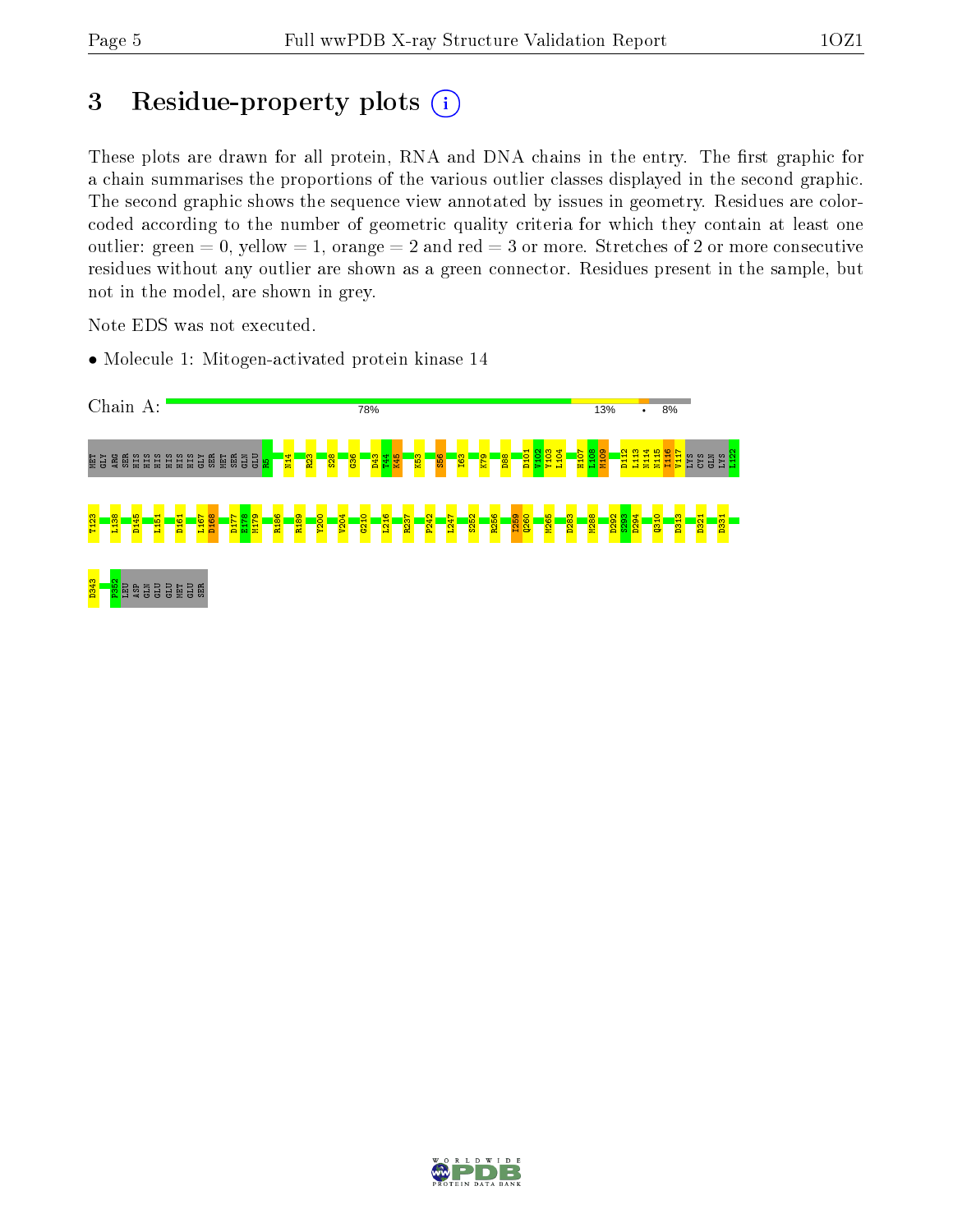# 3 Residue-property plots

These plots are drawn for all protein, RNA and DNA chains in the entry. The first graphic for a chain summarises the proportions of the various outlier classes displayed in the second graphic. The second graphic shows the sequence view annotated by issues in geometry. Residues are color-coded according to the number of geometric quality criteria for which they contain at least one outlier: green = 0, yellow = 1, orange = 2 and red = 3 or more. Stretches of 2 or more consecutive residues without any outlier are shown as a green connector. Residues present in the sample, but not in the model, are shown in grey.

Note EDS was not executed.

- Molecule 1: Mitogen-activated protein kinase 14

Chain A: 78% | 13% | • | 8%

MET GLY ARG SER HIS HIS HIS HIS HIS HIS GLY SER MET SER GLN GLU E5 N14 R23 S28 G36 D43 T44 K45 K53 S56 I63 K79 D88 D101 V102 Y103 L104 H107 L108 M109 D112 L113 N114 N115 I116 V117 LYS CYS GLN LYS L122

T123 L138 D145 L151 D161 L167 D168 D177 E178 M179 R186 R189 Y200 V204 G210 L216 R237 P242 L247 S252 R256 I259 Q260 M265 D283 M288 D292 S293 D294 Q310 D313 D321 D331

D343 P352 LEU ASP GLN GLU GLU MET GLU SER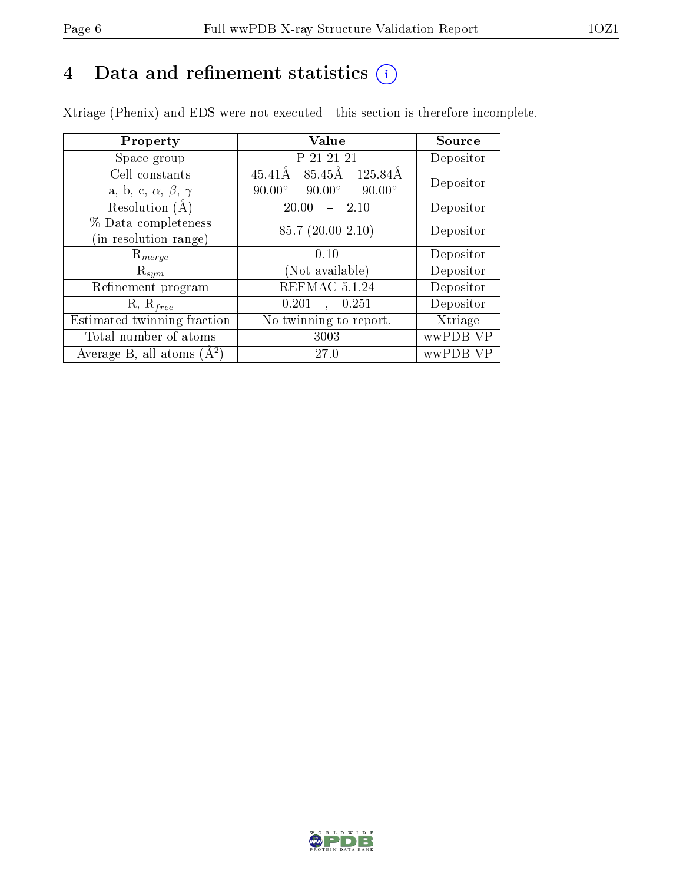# 4 Data and refinement statistics

Xtriage (Phenix) and EDS were not executed - this section is therefore incomplete.

| Property | Value | Source |
|---|---|---|
| Space group | P 21 21 21 | Depositor |
| Cell constants<br>a, b, c, $\alpha$, $\beta$, $\gamma$ | 45.41Å 85.45Å 125.84Å<br>90.00° 90.00° 90.00° | Depositor |
| Resolution (Å) | 20.00 – 2.10 | Depositor |
| % Data completeness<br>(in resolution range) | 85.7 (20.00-2.10) | Depositor |
| $R_{merge}$ | 0.10 | Depositor |
| $R_{sym}$ | (Not available) | Depositor |
| Refinement program | REFMAC 5.1.24 | Depositor |
| R, $R_{free}$ | 0.201 , 0.251 | Depositor |
| Estimated twinning fraction | No twinning to report. | Xtriage |
| Total number of atoms | 3003 | wwPDB-VP |
| Average B, all atoms (Å$^2$) | 27.0 | wwPDB-VP |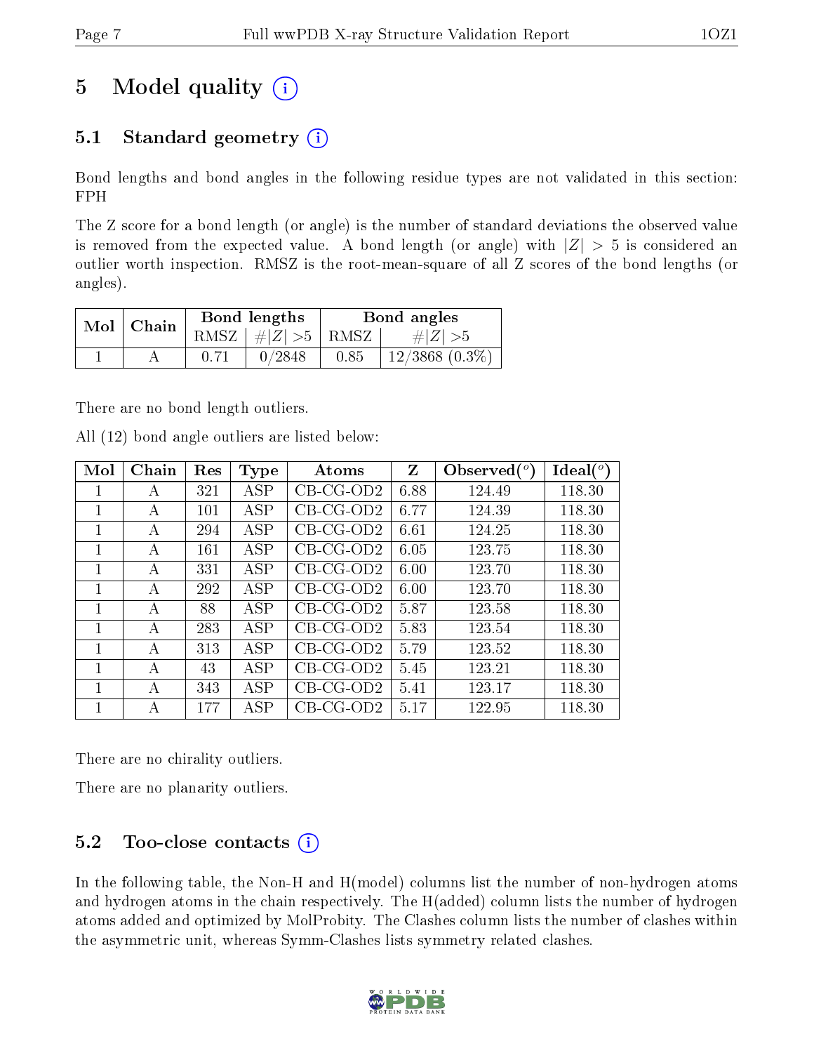# 5 Model quality (i)

## 5.1 Standard geometry (i)

Bond lengths and bond angles in the following residue types are not validated in this section: FPH

The Z score for a bond length (or angle) is the number of standard deviations the observed value is removed from the expected value. A bond length (or angle) with $|Z| > 5$ is considered an outlier worth inspection. RMSZ is the root-mean-square of all Z scores of the bond lengths (or angles).

| Mol | Chain | Bond lengths | | Bond angles | |
|---|---|---|---|---|---|
| | | RMSZ | #\|Z\| >5 | RMSZ | #\|Z\| >5 |
| 1 | A | 0.71 | 0/2848 | 0.85 | 12/3868 (0.3%) |

There are no bond length outliers.

All (12) bond angle outliers are listed below:

| Mol | Chain | Res | Type | Atoms | Z | Observed(°) | Ideal(°) |
|---|---|---|---|---|---|---|---|
| 1 | A | 321 | ASP | CB-CG-OD2 | 6.88 | 124.49 | 118.30 |
| 1 | A | 101 | ASP | CB-CG-OD2 | 6.77 | 124.39 | 118.30 |
| 1 | A | 294 | ASP | CB-CG-OD2 | 6.61 | 124.25 | 118.30 |
| 1 | A | 161 | ASP | CB-CG-OD2 | 6.05 | 123.75 | 118.30 |
| 1 | A | 331 | ASP | CB-CG-OD2 | 6.00 | 123.70 | 118.30 |
| 1 | A | 292 | ASP | CB-CG-OD2 | 6.00 | 123.70 | 118.30 |
| 1 | A | 88 | ASP | CB-CG-OD2 | 5.87 | 123.58 | 118.30 |
| 1 | A | 283 | ASP | CB-CG-OD2 | 5.83 | 123.54 | 118.30 |
| 1 | A | 313 | ASP | CB-CG-OD2 | 5.79 | 123.52 | 118.30 |
| 1 | A | 43 | ASP | CB-CG-OD2 | 5.45 | 123.21 | 118.30 |
| 1 | A | 343 | ASP | CB-CG-OD2 | 5.41 | 123.17 | 118.30 |
| 1 | A | 177 | ASP | CB-CG-OD2 | 5.17 | 122.95 | 118.30 |

There are no chirality outliers.

There are no planarity outliers.

## 5.2 Too-close contacts (i)

In the following table, the Non-H and H(model) columns list the number of non-hydrogen atoms and hydrogen atoms in the chain respectively. The H(added) column lists the number of hydrogen atoms added and optimized by MolProbity. The Clashes column lists the number of clashes within the asymmetric unit, whereas Symm-Clashes lists symmetry related clashes.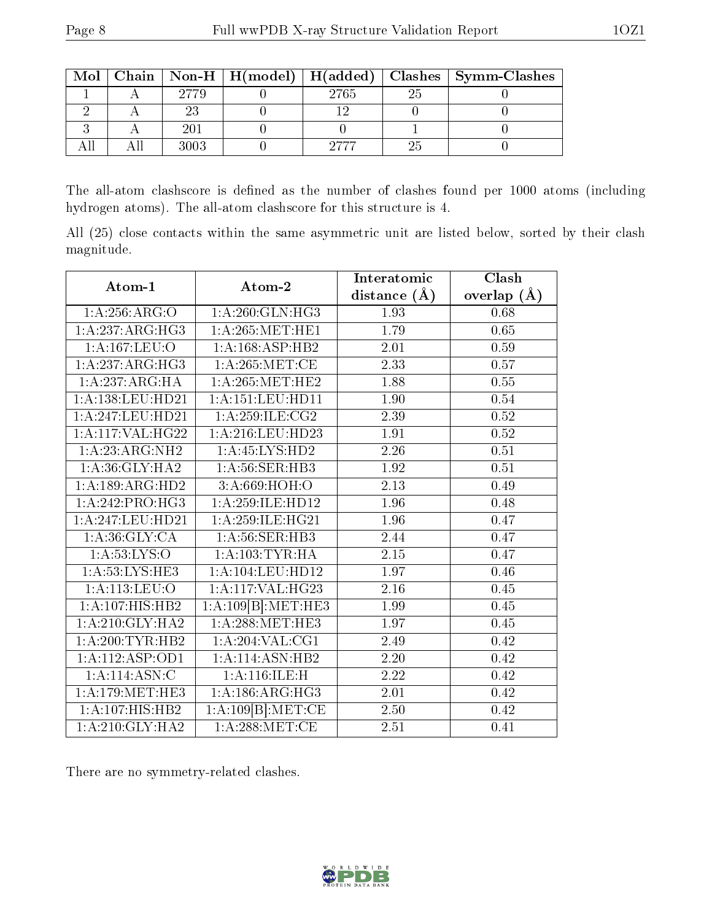| Mol | Chain | Non-H | H(model) | H(added) | Clashes | Symm-Clashes |
|---|---|---|---|---|---|---|
| 1 | A | 2779 | 0 | 2765 | 25 | 0 |
| 2 | A | 23 | 0 | 12 | 0 | 0 |
| 3 | A | 201 | 0 | 0 | 1 | 0 |
| All | All | 3003 | 0 | 2777 | 25 | 0 |

The all-atom clashscore is defined as the number of clashes found per 1000 atoms (including hydrogen atoms). The all-atom clashscore for this structure is 4.

All (25) close contacts within the same asymmetric unit are listed below, sorted by their clash magnitude.

| Atom-1 | Atom-2 | Interatomic distance (Å) | Clash overlap (Å) |
|---|---|---|---|
| 1:A:256:ARG:O | 1:A:260:GLN:HG3 | 1.93 | 0.68 |
| 1:A:237:ARG:HG3 | 1:A:265:MET:HE1 | 1.79 | 0.65 |
| 1:A:167:LEU:O | 1:A:168:ASP:HB2 | 2.01 | 0.59 |
| 1:A:237:ARG:HG3 | 1:A:265:MET:CE | 2.33 | 0.57 |
| 1:A:237:ARG:HA | 1:A:265:MET:HE2 | 1.88 | 0.55 |
| 1:A:138:LEU:HD21 | 1:A:151:LEU:HD11 | 1.90 | 0.54 |
| 1:A:247:LEU:HD21 | 1:A:259:ILE:CG2 | 2.39 | 0.52 |
| 1:A:117:VAL:HG22 | 1:A:216:LEU:HD23 | 1.91 | 0.52 |
| 1:A:23:ARG:NH2 | 1:A:45:LYS:HD2 | 2.26 | 0.51 |
| 1:A:36:GLY:HA2 | 1:A:56:SER:HB3 | 1.92 | 0.51 |
| 1:A:189:ARG:HD2 | 3:A:669:HOH:O | 2.13 | 0.49 |
| 1:A:242:PRO:HG3 | 1:A:259:ILE:HD12 | 1.96 | 0.48 |
| 1:A:247:LEU:HD21 | 1:A:259:ILE:HG21 | 1.96 | 0.47 |
| 1:A:36:GLY:CA | 1:A:56:SER:HB3 | 2.44 | 0.47 |
| 1:A:53:LYS:O | 1:A:103:TYR:HA | 2.15 | 0.47 |
| 1:A:53:LYS:HE3 | 1:A:104:LEU:HD12 | 1.97 | 0.46 |
| 1:A:113:LEU:O | 1:A:117:VAL:HG23 | 2.16 | 0.45 |
| 1:A:107:HIS:HB2 | 1:A:109[B]:MET:HE3 | 1.99 | 0.45 |
| 1:A:210:GLY:HA2 | 1:A:288:MET:HE3 | 1.97 | 0.45 |
| 1:A:200:TYR:HB2 | 1:A:204:VAL:CG1 | 2.49 | 0.42 |
| 1:A:112:ASP:OD1 | 1:A:114:ASN:HB2 | 2.20 | 0.42 |
| 1:A:114:ASN:C | 1:A:116:ILE:H | 2.22 | 0.42 |
| 1:A:179:MET:HE3 | 1:A:186:ARG:HG3 | 2.01 | 0.42 |
| 1:A:107:HIS:HB2 | 1:A:109[B]:MET:CE | 2.50 | 0.42 |
| 1:A:210:GLY:HA2 | 1:A:288:MET:CE | 2.51 | 0.41 |

There are no symmetry-related clashes.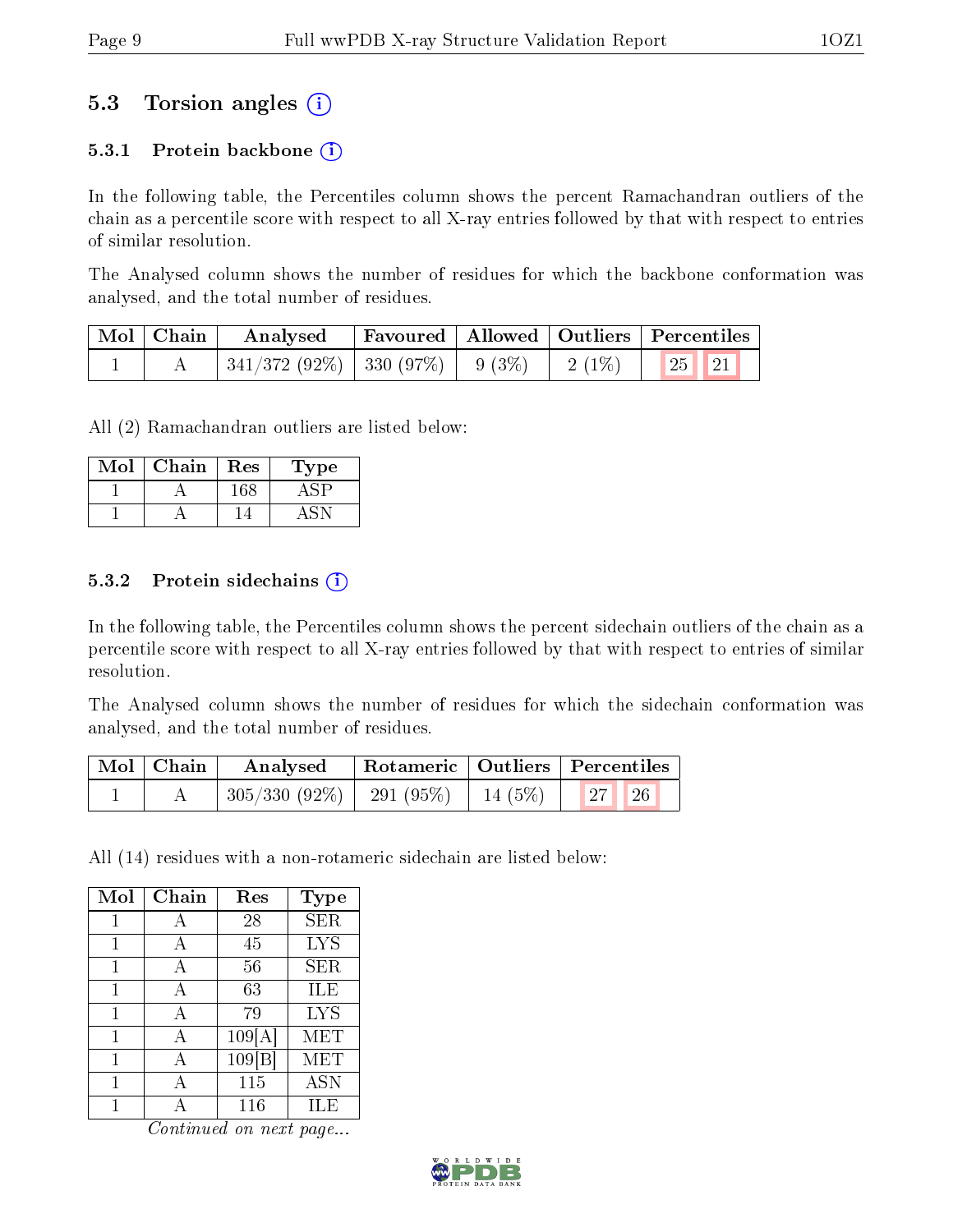## 5.3 Torsion angles

### 5.3.1 Protein backbone

In the following table, the Percentiles column shows the percent Ramachandran outliers of the chain as a percentile score with respect to all X-ray entries followed by that with respect to entries of similar resolution.

The Analysed column shows the number of residues for which the backbone conformation was analysed, and the total number of residues.

| Mol | Chain | Analysed | Favoured | Allowed | Outliers | Percentiles | |
|---|---|---|---|---|---|---|---|
| 1 | A | 341/372 (92%) | 330 (97%) | 9 (3%) | 2 (1%) | 25 | 21 |

All (2) Ramachandran outliers are listed below:

| Mol | Chain | Res | Type |
|---|---|---|---|
| 1 | A | 168 | ASP |
| 1 | A | 14 | ASN |

### 5.3.2 Protein sidechains

In the following table, the Percentiles column shows the percent sidechain outliers of the chain as a percentile score with respect to all X-ray entries followed by that with respect to entries of similar resolution.

The Analysed column shows the number of residues for which the sidechain conformation was analysed, and the total number of residues.

| Mol | Chain | Analysed | Rotameric | Outliers | Percentiles | |
|---|---|---|---|---|---|---|
| 1 | A | 305/330 (92%) | 291 (95%) | 14 (5%) | 27 | 26 |

All (14) residues with a non-rotameric sidechain are listed below:

| Mol | Chain | Res | Type |
|---|---|---|---|
| 1 | A | 28 | SER |
| 1 | A | 45 | LYS |
| 1 | A | 56 | SER |
| 1 | A | 63 | ILE |
| 1 | A | 79 | LYS |
| 1 | A | 109[A] | MET |
| 1 | A | 109[B] | MET |
| 1 | A | 115 | ASN |
| 1 | A | 116 | ILE |

*Continued on next page...*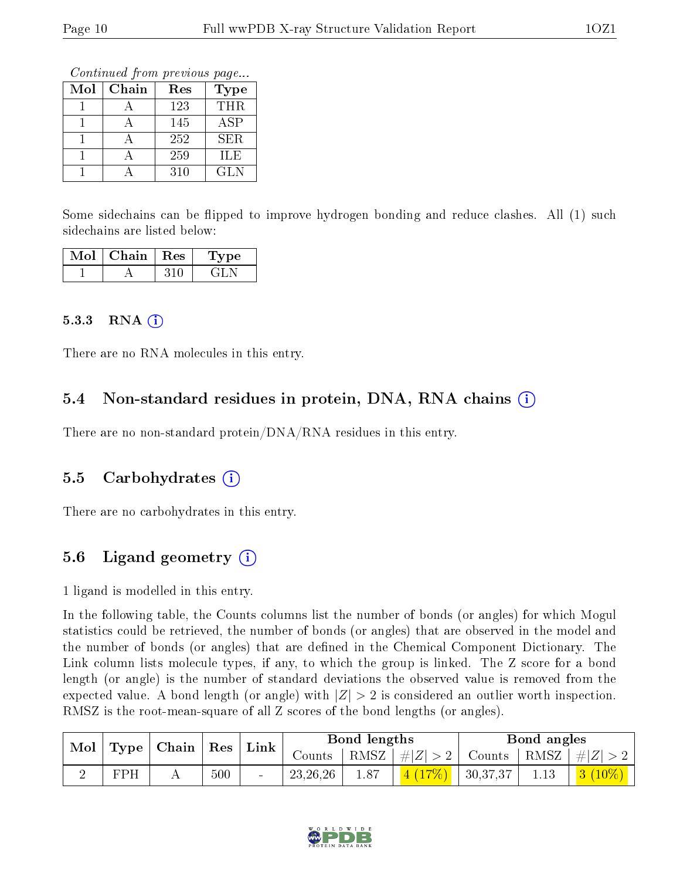*Continued from previous page...*

| Mol | Chain | Res | Type |
|---|---|---|---|
| 1 | A | 123 | THR |
| 1 | A | 145 | ASP |
| 1 | A | 252 | SER |
| 1 | A | 259 | ILE |
| 1 | A | 310 | GLN |

Some sidechains can be flipped to improve hydrogen bonding and reduce clashes. All (1) such sidechains are listed below:

| Mol | Chain | Res | Type |
|---|---|---|---|
| 1 | A | 310 | GLN |

#### 5.3.3 RNA (i)

There are no RNA molecules in this entry.

### 5.4 Non-standard residues in protein, DNA, RNA chains (i)

There are no non-standard protein/DNA/RNA residues in this entry.

### 5.5 Carbohydrates (i)

There are no carbohydrates in this entry.

### 5.6 Ligand geometry (i)

1 ligand is modelled in this entry.

In the following table, the Counts columns list the number of bonds (or angles) for which Mogul statistics could be retrieved, the number of bonds (or angles) that are observed in the model and the number of bonds (or angles) that are defined in the Chemical Component Dictionary. The Link column lists molecule types, if any, to which the group is linked. The Z score for a bond length (or angle) is the number of standard deviations the observed value is removed from the expected value. A bond length (or angle) with $|Z| > 2$ is considered an outlier worth inspection. RMSZ is the root-mean-square of all Z scores of the bond lengths (or angles).

| Mol | Type | Chain | Res | Link | Bond lengths | | | Bond angles | | |
|---|---|---|---|---|---|---|---|---|---|---|
| | | | | | Counts | RMSZ | $\#\|Z\| > 2$ | Counts | RMSZ | $\#\|Z\| > 2$ |
| 2 | FPH | A | 500 | - | 23,26,26 | 1.87 | 4 (17%) | 30,37,37 | 1.13 | 3 (10%) |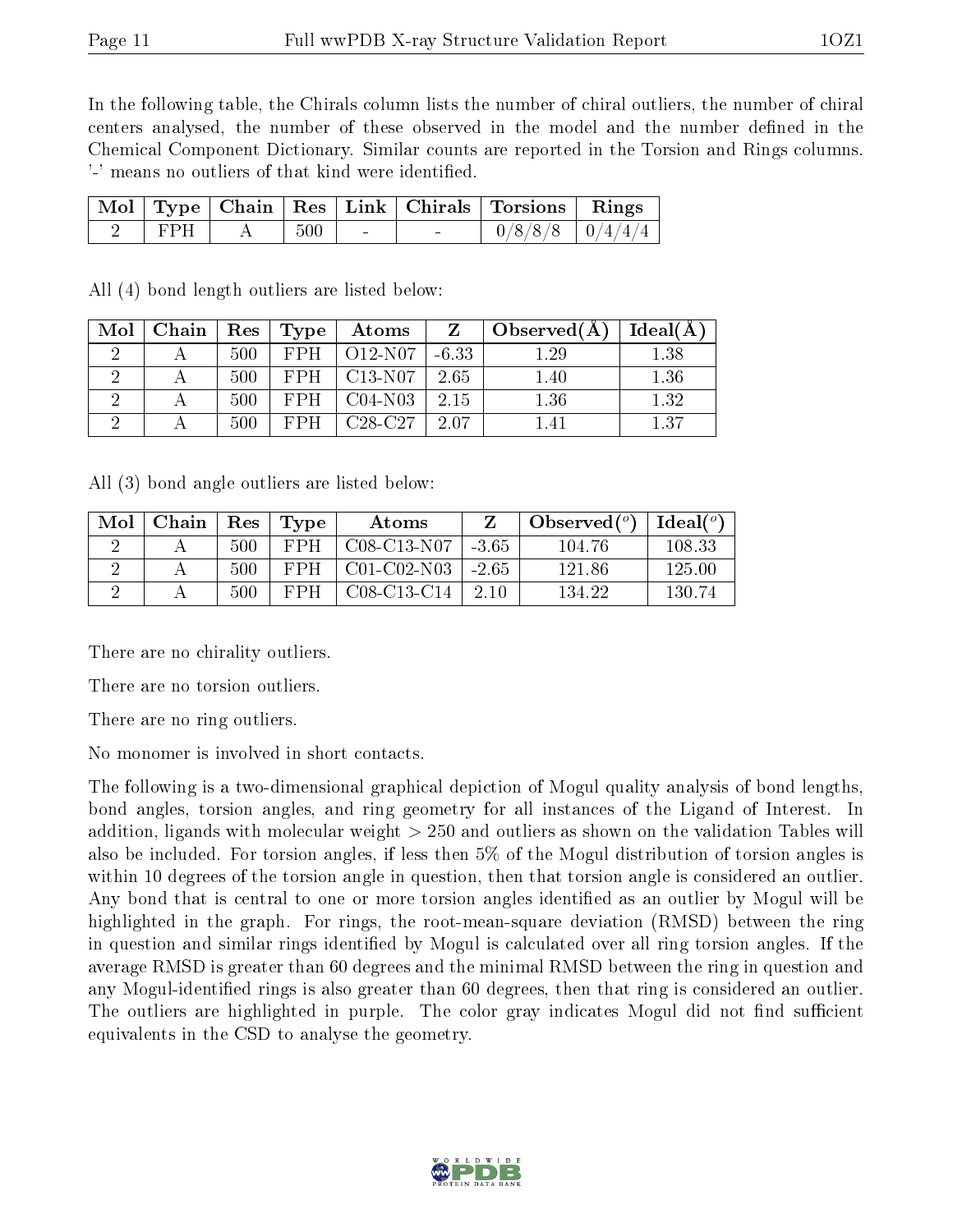In the following table, the Chirals column lists the number of chiral outliers, the number of chiral centers analysed, the number of these observed in the model and the number defined in the Chemical Component Dictionary. Similar counts are reported in the Torsion and Rings columns. '-' means no outliers of that kind were identified.

| Mol | Type | Chain | Res | Link | Chirals | Torsions | Rings |
|---|---|---|---|---|---|---|---|
| 2 | FPH | A | 500 | - | - | 0/8/8/8 | 0/4/4/4 |

All (4) bond length outliers are listed below:

| Mol | Chain | Res | Type | Atoms | Z | Observed(Å) | Ideal(Å) |
|---|---|---|---|---|---|---|---|
| 2 | A | 500 | FPH | O12-N07 | -6.33 | 1.29 | 1.38 |
| 2 | A | 500 | FPH | C13-N07 | 2.65 | 1.40 | 1.36 |
| 2 | A | 500 | FPH | C04-N03 | 2.15 | 1.36 | 1.32 |
| 2 | A | 500 | FPH | C28-C27 | 2.07 | 1.41 | 1.37 |

All (3) bond angle outliers are listed below:

| Mol | Chain | Res | Type | Atoms | Z | Observed(°) | Ideal(°) |
|---|---|---|---|---|---|---|---|
| 2 | A | 500 | FPH | C08-C13-N07 | -3.65 | 104.76 | 108.33 |
| 2 | A | 500 | FPH | C01-C02-N03 | -2.65 | 121.86 | 125.00 |
| 2 | A | 500 | FPH | C08-C13-C14 | 2.10 | 134.22 | 130.74 |

There are no chirality outliers.

There are no torsion outliers.

There are no ring outliers.

No monomer is involved in short contacts.

The following is a two-dimensional graphical depiction of Mogul quality analysis of bond lengths, bond angles, torsion angles, and ring geometry for all instances of the Ligand of Interest. In addition, ligands with molecular weight > 250 and outliers as shown on the validation Tables will also be included. For torsion angles, if less then 5% of the Mogul distribution of torsion angles is within 10 degrees of the torsion angle in question, then that torsion angle is considered an outlier. Any bond that is central to one or more torsion angles identified as an outlier by Mogul will be highlighted in the graph. For rings, the root-mean-square deviation (RMSD) between the ring in question and similar rings identified by Mogul is calculated over all ring torsion angles. If the average RMSD is greater than 60 degrees and the minimal RMSD between the ring in question and any Mogul-identified rings is also greater than 60 degrees, then that ring is considered an outlier. The outliers are highlighted in purple. The color gray indicates Mogul did not find sufficient equivalents in the CSD to analyse the geometry.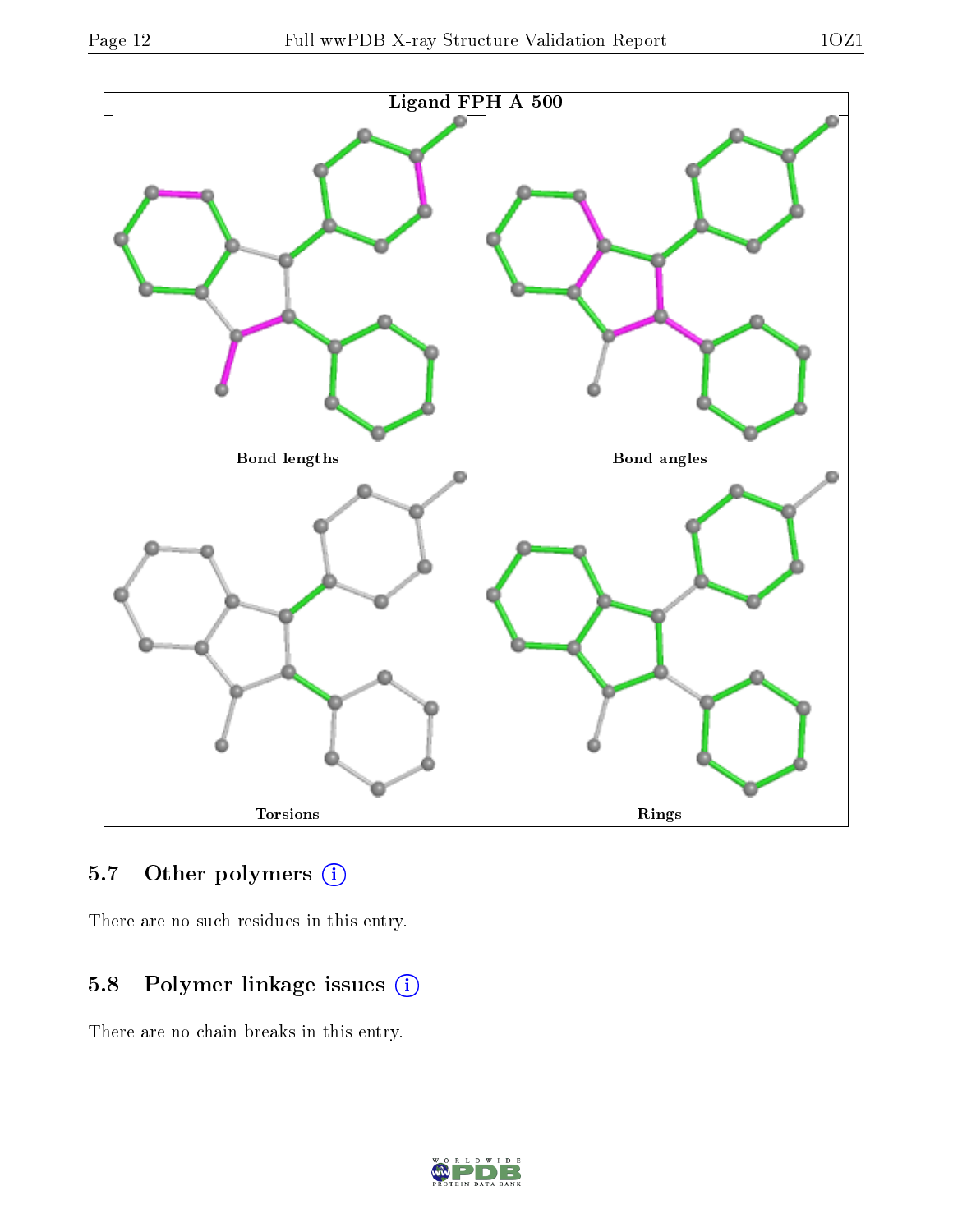Ligand FPH A 500

Bond lengths

Bond angles

Torsions

Rings

## 5.7 Other polymers (i)

There are no such residues in this entry.

## 5.8 Polymer linkage issues (i)

There are no chain breaks in this entry.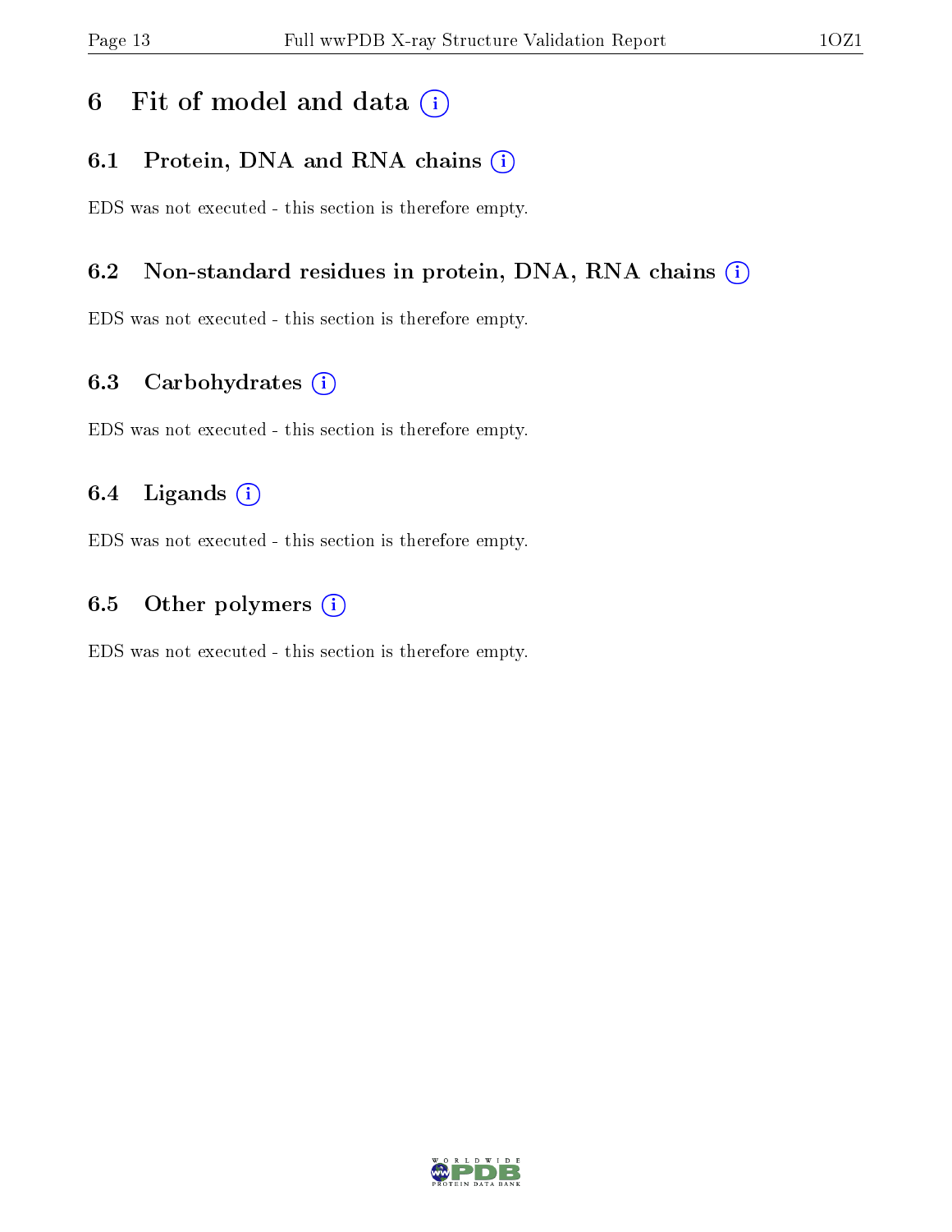# 6 Fit of model and data

## 6.1 Protein, DNA and RNA chains

EDS was not executed - this section is therefore empty.

## 6.2 Non-standard residues in protein, DNA, RNA chains

EDS was not executed - this section is therefore empty.

## 6.3 Carbohydrates

EDS was not executed - this section is therefore empty.

## 6.4 Ligands

EDS was not executed - this section is therefore empty.

## 6.5 Other polymers

EDS was not executed - this section is therefore empty.